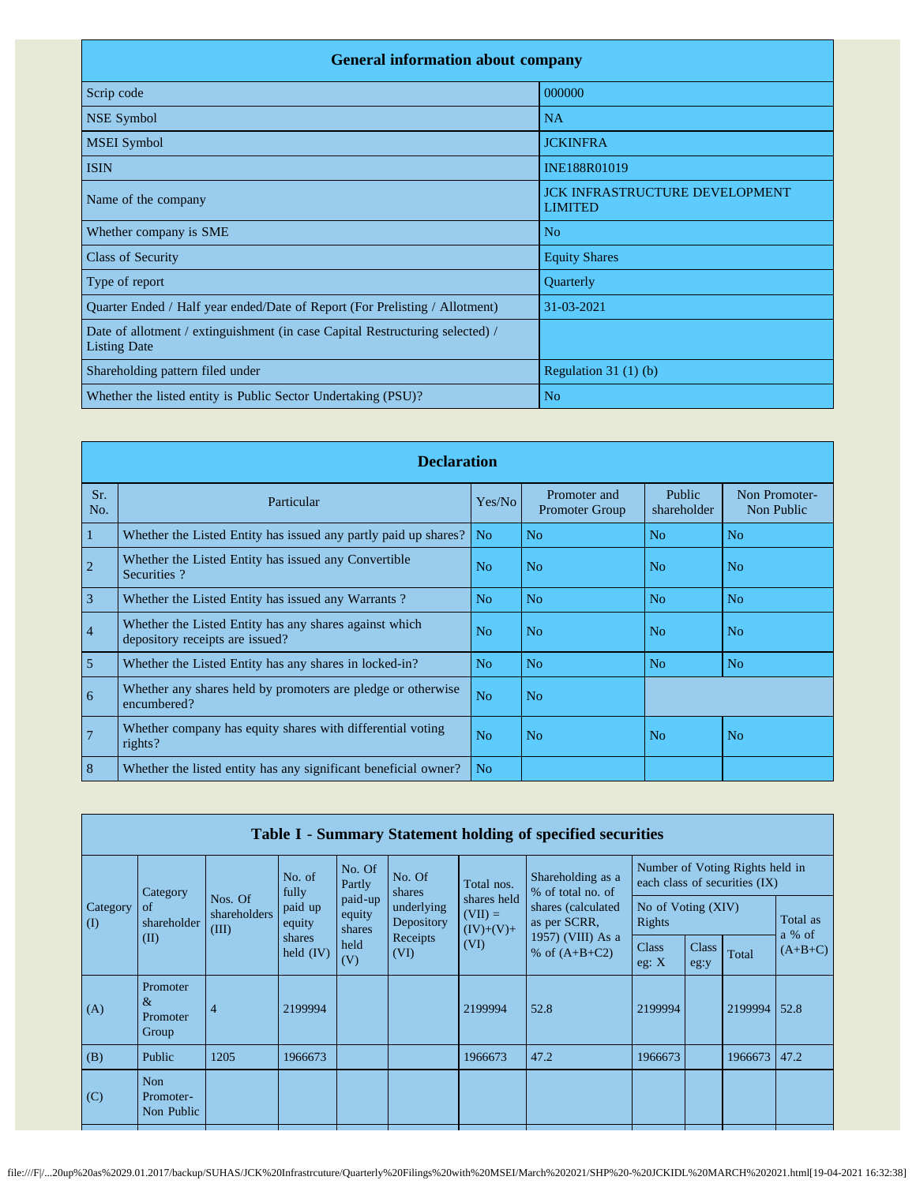| General information about company | |
|---|---|
| Scrip code | 000000 |
| NSE Symbol | NA |
| MSEI Symbol | JCKINFRA |
| ISIN | INE188R01019 |
| Name of the company | JCK INFRASTRUCTURE DEVELOPMENT LIMITED |
| Whether company is SME | No |
| Class of Security | Equity Shares |
| Type of report | Quarterly |
| Quarter Ended / Half year ended/Date of Report (For Prelisting / Allotment) | 31-03-2021 |
| Date of allotment / extinguishment (in case Capital Restructuring selected) / Listing Date | |
| Shareholding pattern filed under | Regulation 31 (1) (b) |
| Whether the listed entity is Public Sector Undertaking (PSU)? | No |

| Declaration | | | | | |
|---|---|---|---|---|---|
| Sr. No. | Particular | Yes/No | Promoter and Promoter Group | Public shareholder | Non Promoter- Non Public |
| 1 | Whether the Listed Entity has issued any partly paid up shares? | No | No | No | No |
| 2 | Whether the Listed Entity has issued any Convertible Securities ? | No | No | No | No |
| 3 | Whether the Listed Entity has issued any Warrants ? | No | No | No | No |
| 4 | Whether the Listed Entity has any shares against which depository receipts are issued? | No | No | No | No |
| 5 | Whether the Listed Entity has any shares in locked-in? | No | No | No | No |
| 6 | Whether any shares held by promoters are pledge or otherwise encumbered? | No | No | | |
| 7 | Whether company has equity shares with differential voting rights? | No | No | No | No |
| 8 | Whether the listed entity has any significant beneficial owner? | No | | | |

| Table I - Summary Statement holding of specified securities | | | | | | | | | | | |
|---|---|---|---|---|---|---|---|---|---|---|---|
| Category (I) | Category of shareholder (II) | Nos. Of shareholders (III) | No. of fully paid up equity shares held (IV) | No. Of Partly paid-up equity shares held (V) | No. Of shares underlying Depository Receipts (VI) | Total nos. shares held (VII) = (IV)+(V)+ (VI) | Shareholding as a % of total no. of shares (calculated as per SCRR, 1957) (VIII) As a % of (A+B+C2) | Number of Voting Rights held in each class of securities (IX) | | | |
| | | | | | | | | No of Voting (XIV) Rights | | | Total as a % of (A+B+C) |
| | | | | | | | | Class eg: X | Class eg:y | Total | |
| (A) | Promoter & Promoter Group | 4 | 2199994 | | | 2199994 | 52.8 | 2199994 | | 2199994 | 52.8 |
| (B) | Public | 1205 | 1966673 | | | 1966673 | 47.2 | 1966673 | | 1966673 | 47.2 |
| (C) | Non Promoter- Non Public | | | | | | | | | | |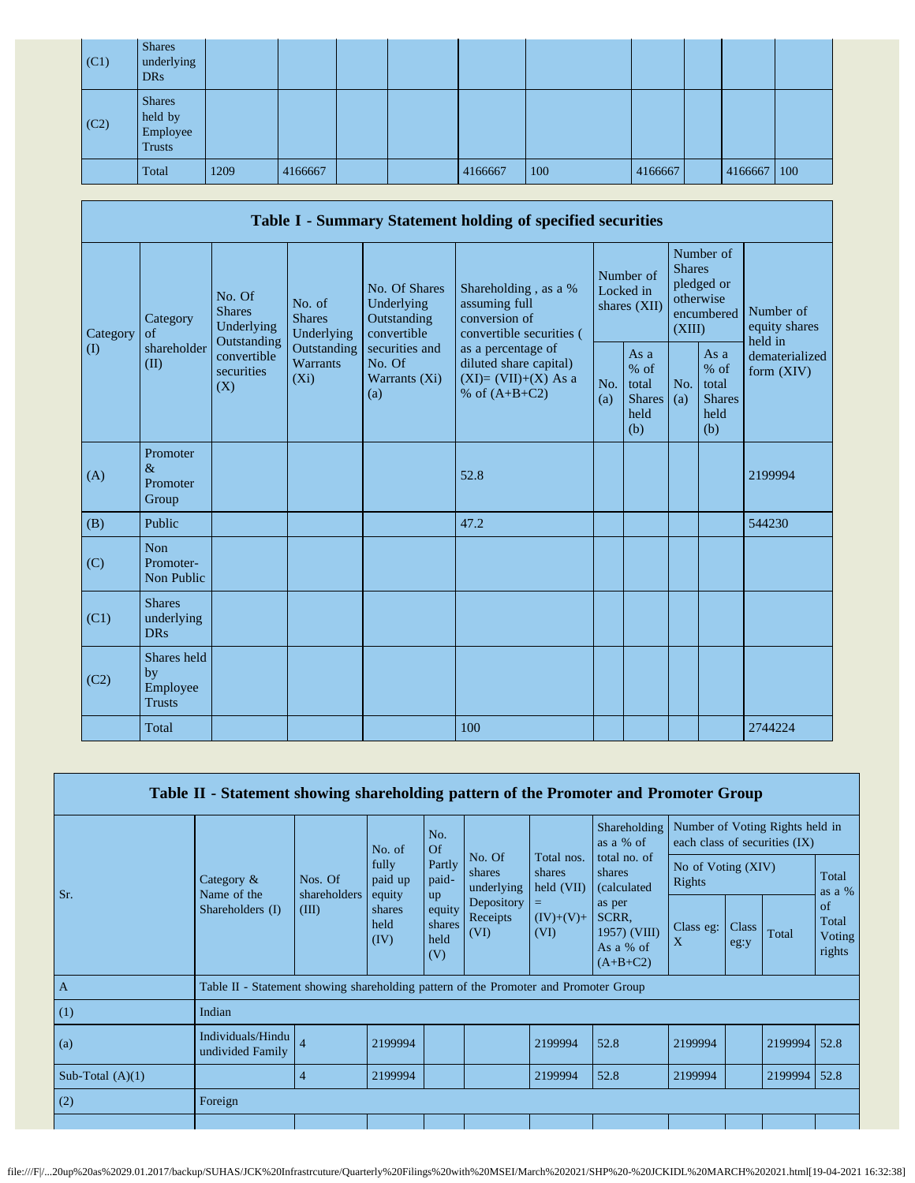| | | | | | | | | | | | |
|---|---|---|---|---|---|---|---|---|---|---|---|
| (C1) | Shares underlying DRs | | | | | | | | | | |
| (C2) | Shares held by Employee Trusts | | | | | | | | | | |
| | Total | 1209 | 4166667 | | | 4166667 | 100 | 4166667 | | 4166667 | 100 |

## Table I - Summary Statement holding of specified securities

| Category (I) | Category of shareholder (II) | No. Of Shares Underlying Outstanding convertible securities (X) | No. of Shares Underlying Outstanding Warrants (Xi) | No. Of Shares Underlying Outstanding convertible securities and No. Of Warrants (Xi) (a) | Shareholding , as a % assuming full conversion of convertible securities ( as a percentage of diluted share capital) (XI)= (VII)+(X) As a % of (A+B+C2) | Number of Locked in shares (XII) | | Number of Shares pledged or otherwise encumbered (XIII) | | Number of equity shares held in dematerialized form (XIV) |
|---|---|---|---|---|---|---|---|---|---|---|
| | | | | | | No. (a) | As a % of total Shares held (b) | No. (a) | As a % of total Shares held (b) | |
| (A) | Promoter & Promoter Group | | | | 52.8 | | | | | 2199994 |
| (B) | Public | | | | 47.2 | | | | | 544230 |
| (C) | Non Promoter- Non Public | | | | | | | | | |
| (C1) | Shares underlying DRs | | | | | | | | | |
| (C2) | Shares held by Employee Trusts | | | | | | | | | |
| | Total | | | | 100 | | | | | 2744224 |

## Table II - Statement showing shareholding pattern of the Promoter and Promoter Group

| Sr. | Category & Name of the Shareholders (I) | Nos. Of shareholders (III) | No. of fully paid up equity shares held (IV) | No. Of Partly paid-up equity shares held (V) | No. Of shares underlying Depository Receipts (VI) | Total nos. shares held (VII) = (IV)+(V)+ (VI) | Shareholding as a % of total no. of shares (calculated as per SCRR, 1957) (VIII) As a % of (A+B+C2) | Number of Voting Rights held in each class of securities (IX) | | | |
|---|---|---|---|---|---|---|---|---|---|---|---|
| | | | | | | | | No of Voting (XIV) Rights | | | Total as a % of Total Voting rights |
| | | | | | | | | Class eg: X | Class eg:y | Total | |
| A | Table II - Statement showing shareholding pattern of the Promoter and Promoter Group | | | | | | | | | | |
| (1) | Indian | | | | | | | | | | |
| (a) | Individuals/Hindu undivided Family | 4 | 2199994 | | | 2199994 | 52.8 | 2199994 | | 2199994 | 52.8 |
| Sub-Total (A)(1) | | 4 | 2199994 | | | 2199994 | 52.8 | 2199994 | | 2199994 | 52.8 |
| (2) | Foreign | | | | | | | | | | |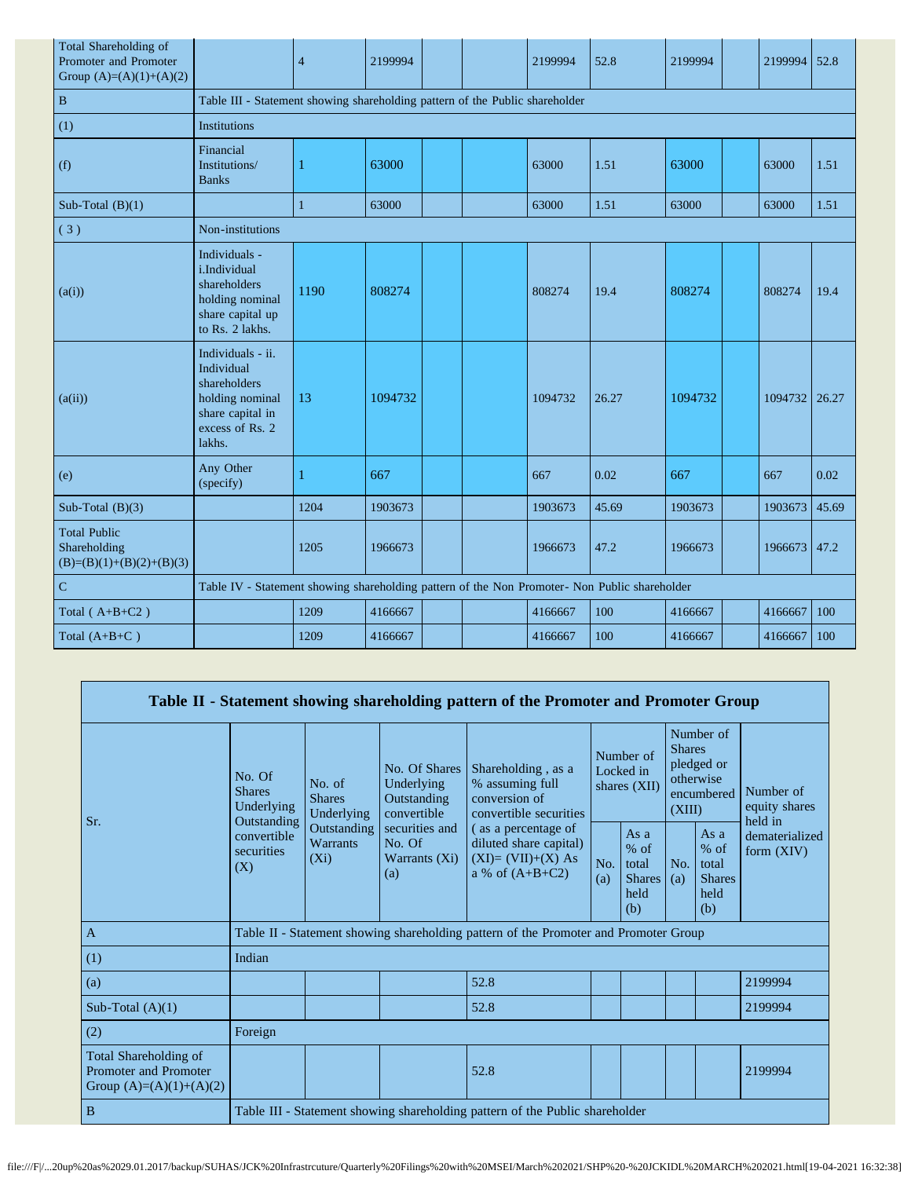| | | | | | | | | | | | |
|---|---|---|---|---|---|---|---|---|---|---|---|
| Total Shareholding of Promoter and Promoter Group (A)=(A)(1)+(A)(2) | | 4 | 2199994 | | | 2199994 | 52.8 | 2199994 | | 2199994 | 52.8 |
| B | Table III - Statement showing shareholding pattern of the Public shareholder | | | | | | | | | | |
| (1) | Institutions | | | | | | | | | | |
| (f) | Financial Institutions/ Banks | 1 | 63000 | | | 63000 | 1.51 | 63000 | | 63000 | 1.51 |
| Sub-Total (B)(1) | | 1 | 63000 | | | 63000 | 1.51 | 63000 | | 63000 | 1.51 |
| ( 3 ) | Non-institutions | | | | | | | | | | |
| (a(i)) | Individuals - i.Individual shareholders holding nominal share capital up to Rs. 2 lakhs. | 1190 | 808274 | | | 808274 | 19.4 | 808274 | | 808274 | 19.4 |
| (a(ii)) | Individuals - ii. Individual shareholders holding nominal share capital in excess of Rs. 2 lakhs. | 13 | 1094732 | | | 1094732 | 26.27 | 1094732 | | 1094732 | 26.27 |
| (e) | Any Other (specify) | 1 | 667 | | | 667 | 0.02 | 667 | | 667 | 0.02 |
| Sub-Total (B)(3) | | 1204 | 1903673 | | | 1903673 | 45.69 | 1903673 | | 1903673 | 45.69 |
| Total Public Shareholding (B)=(B)(1)+(B)(2)+(B)(3) | | 1205 | 1966673 | | | 1966673 | 47.2 | 1966673 | | 1966673 | 47.2 |
| C | Table IV - Statement showing shareholding pattern of the Non Promoter- Non Public shareholder | | | | | | | | | | |
| Total ( A+B+C2 ) | | 1209 | 4166667 | | | 4166667 | 100 | 4166667 | | 4166667 | 100 |
| Total (A+B+C ) | | 1209 | 4166667 | | | 4166667 | 100 | 4166667 | | 4166667 | 100 |

## Table II - Statement showing shareholding pattern of the Promoter and Promoter Group

| Sr. | No. Of Shares Underlying Outstanding convertible securities (X) | No. of Shares Underlying Outstanding Warrants (Xi) | No. Of Shares Underlying Outstanding convertible securities and No. Of Warrants (Xi) (a) | Shareholding , as a % assuming full conversion of convertible securities ( as a percentage of diluted share capital) (XI)= (VII)+(X) As a % of (A+B+C2) | Number of Locked in shares (XII) | | Number of Shares pledged or otherwise encumbered (XIII) | | Number of equity shares held in dematerialized form (XIV) |
|---|---|---|---|---|---|---|---|---|---|
| | | | | | No. (a) | As a % of total Shares held (b) | No. (a) | As a % of total Shares held (b) | |
| A | Table II - Statement showing shareholding pattern of the Promoter and Promoter Group | | | | | | | | |
| (1) | Indian | | | | | | | | |
| (a) | | | | 52.8 | | | | | 2199994 |
| Sub-Total (A)(1) | | | | 52.8 | | | | | 2199994 |
| (2) | Foreign | | | | | | | | |
| Total Shareholding of Promoter and Promoter Group (A)=(A)(1)+(A)(2) | | | | 52.8 | | | | | 2199994 |
| B | Table III - Statement showing shareholding pattern of the Public shareholder | | | | | | | | |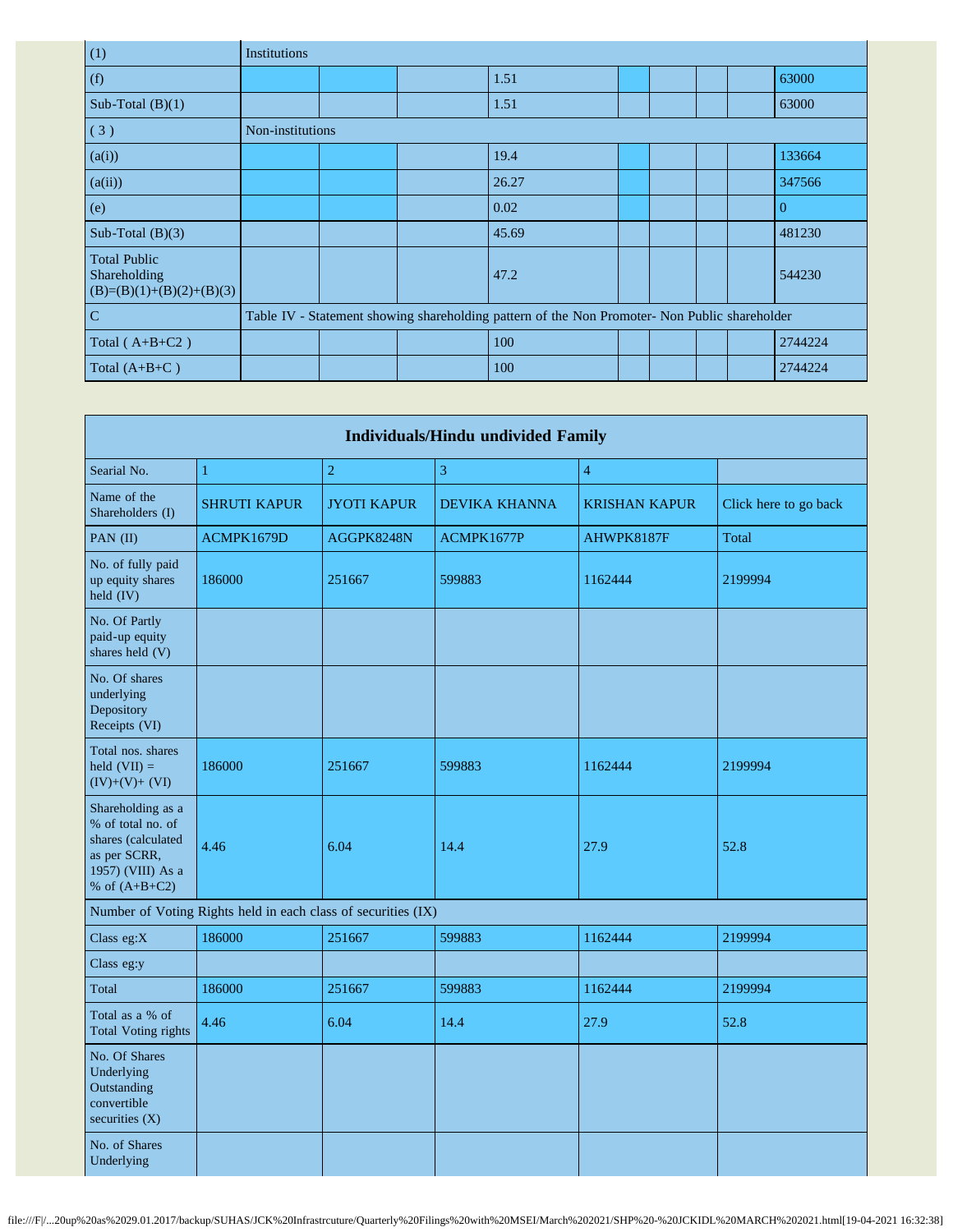| (1) | Institutions | | | | | | | | |
|---|---|---|---|---|---|---|---|---|---|
| (f) | | | | 1.51 | | | | | 63000 |
| Sub-Total (B)(1) | | | | 1.51 | | | | | 63000 |
| ( 3 ) | Non-institutions | | | | | | | | |
| (a(i)) | | | | 19.4 | | | | | 133664 |
| (a(ii)) | | | | 26.27 | | | | | 347566 |
| (e) | | | | 0.02 | | | | | 0 |
| Sub-Total (B)(3) | | | | 45.69 | | | | | 481230 |
| Total Public Shareholding (B)=(B)(1)+(B)(2)+(B)(3) | | | | 47.2 | | | | | 544230 |
| C | Table IV - Statement showing shareholding pattern of the Non Promoter- Non Public shareholder | | | | | | | | |
| Total ( A+B+C2 ) | | | | 100 | | | | | 2744224 |
| Total (A+B+C ) | | | | 100 | | | | | 2744224 |

| Individuals/Hindu undivided Family | | | | | |
|---|---|---|---|---|---|
| Searial No. | 1 | 2 | 3 | 4 | |
| Name of the Shareholders (I) | SHRUTI KAPUR | JYOTI KAPUR | DEVIKA KHANNA | KRISHAN KAPUR | Click here to go back |
| PAN (II) | ACMPK1679D | AGGPK8248N | ACMPK1677P | AHWPK8187F | Total |
| No. of fully paid up equity shares held (IV) | 186000 | 251667 | 599883 | 1162444 | 2199994 |
| No. Of Partly paid-up equity shares held (V) | | | | | |
| No. Of shares underlying Depository Receipts (VI) | | | | | |
| Total nos. shares held (VII) = (IV)+(V)+ (VI) | 186000 | 251667 | 599883 | 1162444 | 2199994 |
| Shareholding as a % of total no. of shares (calculated as per SCRR, 1957) (VIII) As a % of (A+B+C2) | 4.46 | 6.04 | 14.4 | 27.9 | 52.8 |
| Number of Voting Rights held in each class of securities (IX) | | | | | |
| Class eg:X | 186000 | 251667 | 599883 | 1162444 | 2199994 |
| Class eg:y | | | | | |
| Total | 186000 | 251667 | 599883 | 1162444 | 2199994 |
| Total as a % of Total Voting rights | 4.46 | 6.04 | 14.4 | 27.9 | 52.8 |
| No. Of Shares Underlying Outstanding convertible securities (X) | | | | | |
| No. of Shares Underlying | | | | | |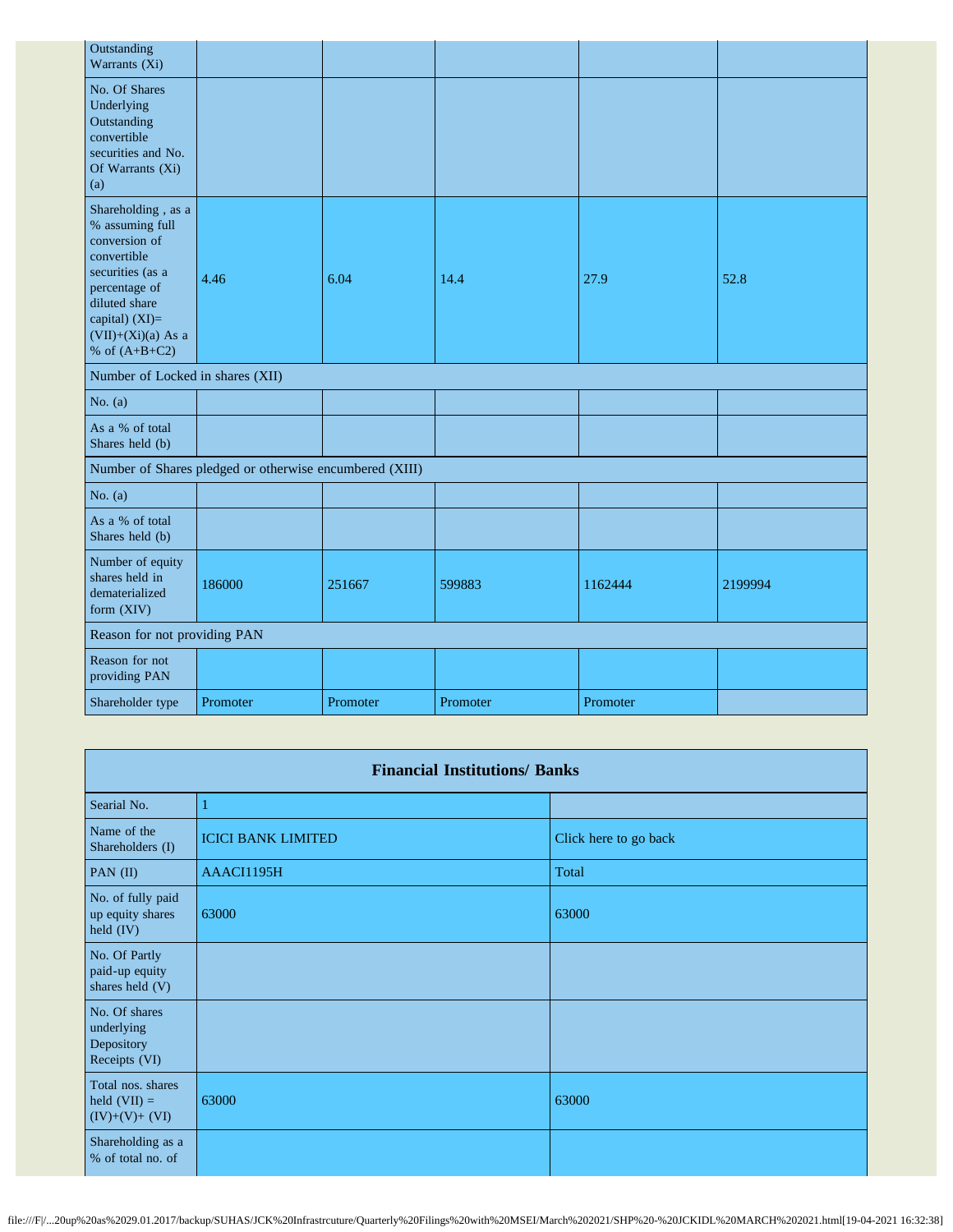| | | | | | |
|---|---|---|---|---|---|
| Outstanding Warrants (Xi) | | | | | |
| No. Of Shares Underlying Outstanding convertible securities and No. Of Warrants (Xi) (a) | | | | | |
| Shareholding , as a % assuming full conversion of convertible securities (as a percentage of diluted share capital) (XI)= (VII)+(Xi)(a) As a % of (A+B+C2) | 4.46 | 6.04 | 14.4 | 27.9 | 52.8 |
| Number of Locked in shares (XII) | | | | | |
| No. (a) | | | | | |
| As a % of total Shares held (b) | | | | | |
| Number of Shares pledged or otherwise encumbered (XIII) | | | | | |
| No. (a) | | | | | |
| As a % of total Shares held (b) | | | | | |
| Number of equity shares held in dematerialized form (XIV) | 186000 | 251667 | 599883 | 1162444 | 2199994 |
| Reason for not providing PAN | | | | | |
| Reason for not providing PAN | | | | | |
| Shareholder type | Promoter | Promoter | Promoter | Promoter | |

| Financial Institutions/ Banks | | |
|---|---|---|
| Searial No. | 1 | |
| Name of the Shareholders (I) | ICICI BANK LIMITED | Click here to go back |
| PAN (II) | AAACI1195H | Total |
| No. of fully paid up equity shares held (IV) | 63000 | 63000 |
| No. Of Partly paid-up equity shares held (V) | | |
| No. Of shares underlying Depository Receipts (VI) | | |
| Total nos. shares held (VII) = (IV)+(V)+ (VI) | 63000 | 63000 |
| Shareholding as a % of total no. of | | |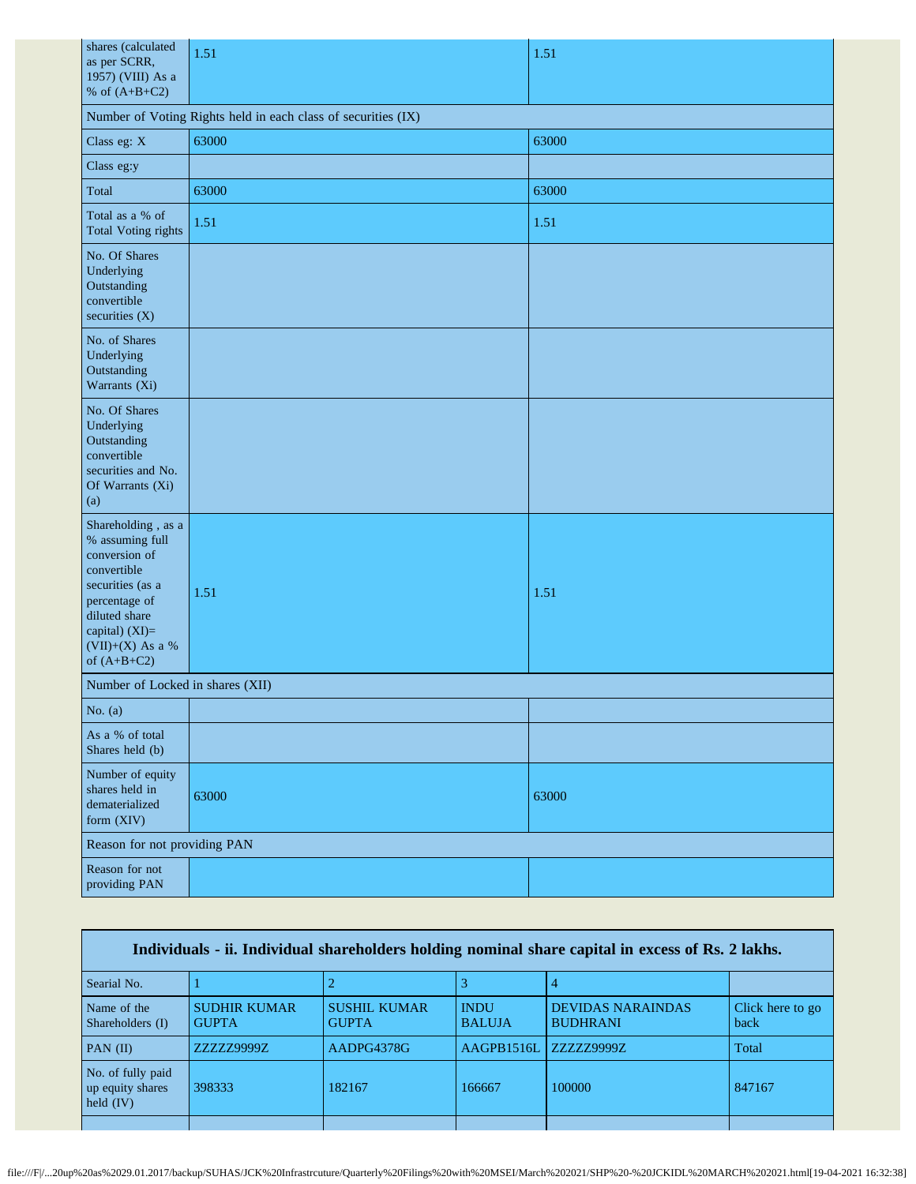| | | |
|---|---|---|
| shares (calculated as per SCRR, 1957) (VIII) As a % of (A+B+C2) | 1.51 | 1.51 |
| Number of Voting Rights held in each class of securities (IX) | | |
| Class eg: X | 63000 | 63000 |
| Class eg:y | | |
| Total | 63000 | 63000 |
| Total as a % of Total Voting rights | 1.51 | 1.51 |
| No. Of Shares Underlying Outstanding convertible securities (X) | | |
| No. of Shares Underlying Outstanding Warrants (Xi) | | |
| No. Of Shares Underlying Outstanding convertible securities and No. Of Warrants (Xi) (a) | | |
| Shareholding , as a % assuming full conversion of convertible securities (as a percentage of diluted share capital) (XI)= (VII)+(X) As a % of (A+B+C2) | 1.51 | 1.51 |
| Number of Locked in shares (XII) | | |
| No. (a) | | |
| As a % of total Shares held (b) | | |
| Number of equity shares held in dematerialized form (XIV) | 63000 | 63000 |
| Reason for not providing PAN | | |
| Reason for not providing PAN | | |

| Individuals - ii. Individual shareholders holding nominal share capital in excess of Rs. 2 lakhs. | | | | | |
|---|---|---|---|---|---|
| Searial No. | 1 | 2 | 3 | 4 | |
| Name of the Shareholders (I) | SUDHIR KUMAR GUPTA | SUSHIL KUMAR GUPTA | INDU BALUJA | DEVIDAS NARAINDAS BUDHRANI | Click here to go back |
| PAN (II) | ZZZZZ9999Z | AADPG4378G | AAGPB1516L | ZZZZZ9999Z | Total |
| No. of fully paid up equity shares held (IV) | 398333 | 182167 | 166667 | 100000 | 847167 |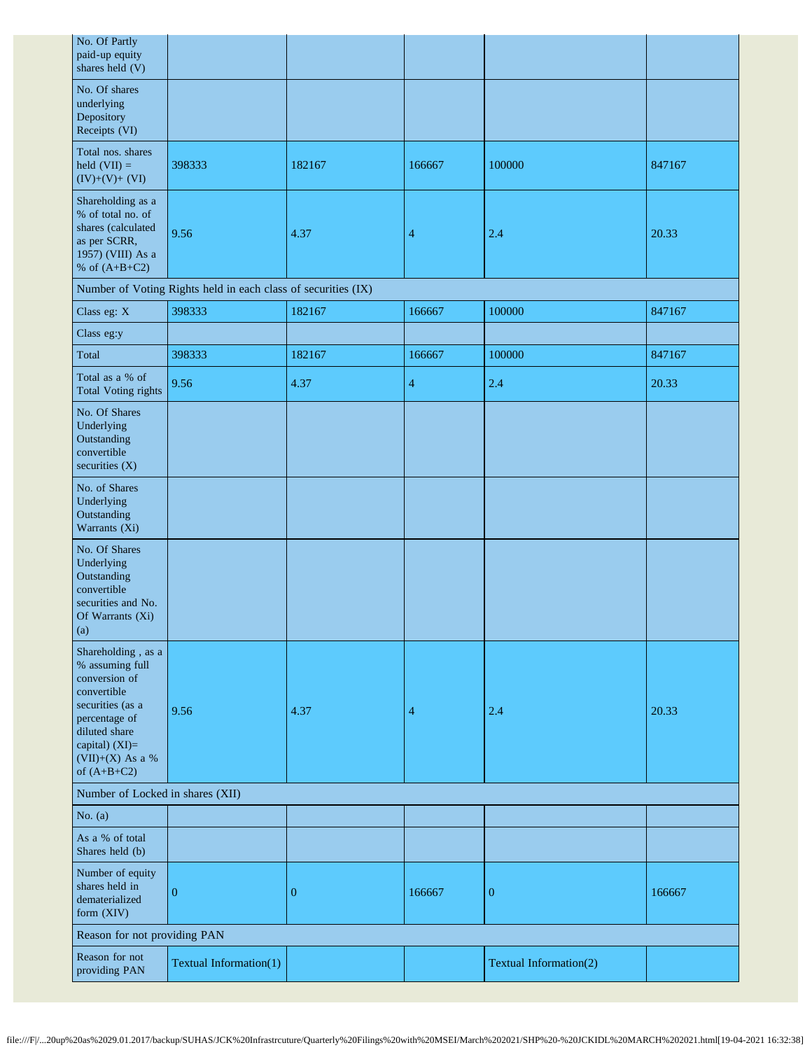| No. Of Partly paid-up equity shares held (V) | | | | | |
|---|---|---|---|---|---|
| No. Of shares underlying Depository Receipts (VI) | | | | | |
| Total nos. shares held (VII) = (IV)+(V)+ (VI) | 398333 | 182167 | 166667 | 100000 | 847167 |
| Shareholding as a % of total no. of shares (calculated as per SCRR, 1957) (VIII) As a % of (A+B+C2) | 9.56 | 4.37 | 4 | 2.4 | 20.33 |
| Number of Voting Rights held in each class of securities (IX) | | | | | |
| Class eg: X | 398333 | 182167 | 166667 | 100000 | 847167 |
| Class eg:y | | | | | |
| Total | 398333 | 182167 | 166667 | 100000 | 847167 |
| Total as a % of Total Voting rights | 9.56 | 4.37 | 4 | 2.4 | 20.33 |
| No. Of Shares Underlying Outstanding convertible securities (X) | | | | | |
| No. of Shares Underlying Outstanding Warrants (Xi) | | | | | |
| No. Of Shares Underlying Outstanding convertible securities and No. Of Warrants (Xi) (a) | | | | | |
| Shareholding , as a % assuming full conversion of convertible securities (as a percentage of diluted share capital) (XI)= (VII)+(X) As a % of (A+B+C2) | 9.56 | 4.37 | 4 | 2.4 | 20.33 |
| Number of Locked in shares (XII) | | | | | |
| No. (a) | | | | | |
| As a % of total Shares held (b) | | | | | |
| Number of equity shares held in dematerialized form (XIV) | 0 | 0 | 166667 | 0 | 166667 |
| Reason for not providing PAN | | | | | |
| Reason for not providing PAN | Textual Information(1) | | | Textual Information(2) | |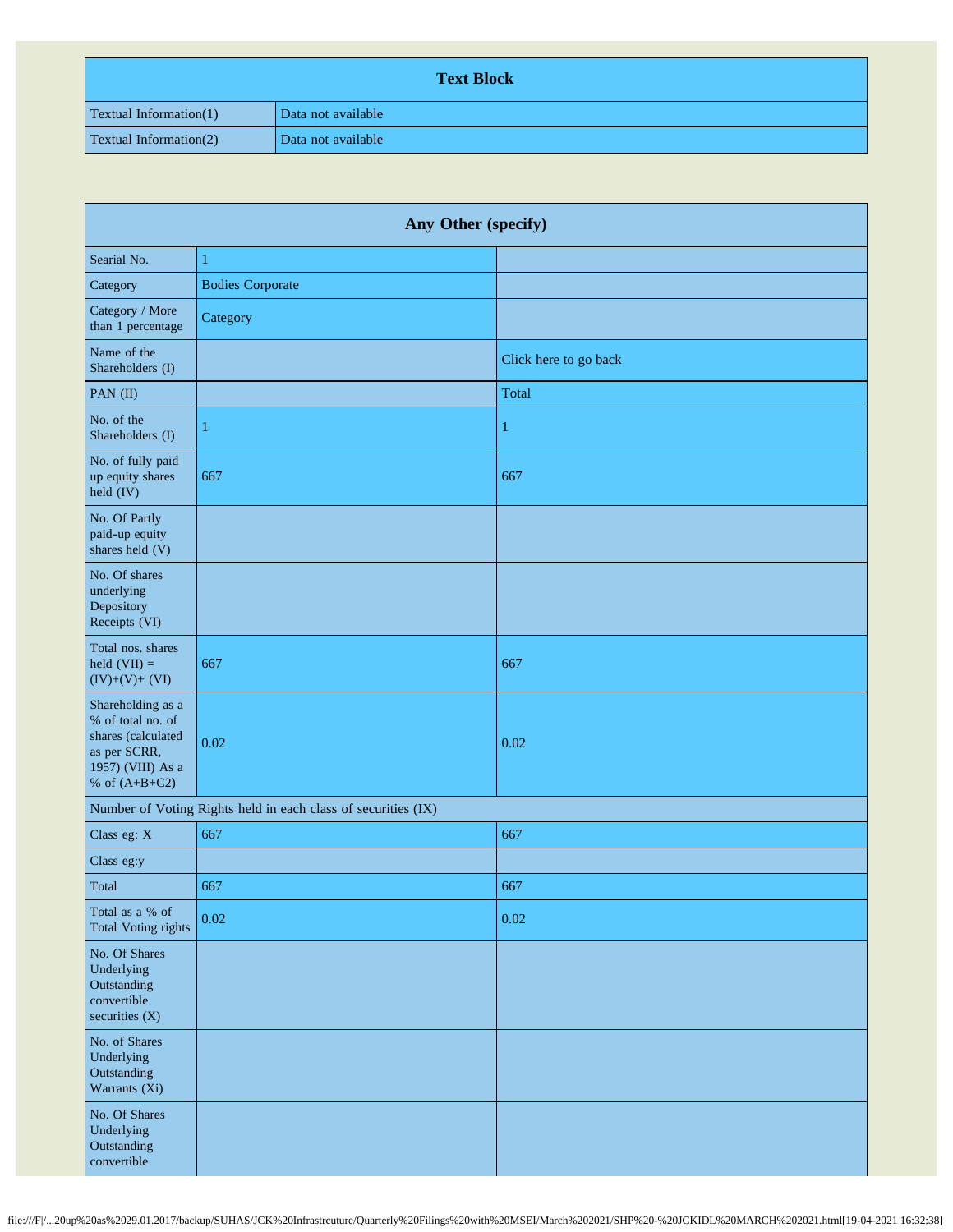| Text Block | |
|---|---|
| Textual Information(1) | Data not available |
| Textual Information(2) | Data not available |

| Any Other (specify) | | |
|---|---|---|
| Searial No. | 1 | |
| Category | Bodies Corporate | |
| Category / More than 1 percentage | Category | |
| Name of the Shareholders (I) | | Click here to go back |
| PAN (II) | | Total |
| No. of the Shareholders (I) | 1 | 1 |
| No. of fully paid up equity shares held (IV) | 667 | 667 |
| No. Of Partly paid-up equity shares held (V) | | |
| No. Of shares underlying Depository Receipts (VI) | | |
| Total nos. shares held (VII) = (IV)+(V)+ (VI) | 667 | 667 |
| Shareholding as a % of total no. of shares (calculated as per SCRR, 1957) (VIII) As a % of (A+B+C2) | 0.02 | 0.02 |
| Number of Voting Rights held in each class of securities (IX) | | |
| Class eg: X | 667 | 667 |
| Class eg:y | | |
| Total | 667 | 667 |
| Total as a % of Total Voting rights | 0.02 | 0.02 |
| No. Of Shares Underlying Outstanding convertible securities (X) | | |
| No. of Shares Underlying Outstanding Warrants (Xi) | | |
| No. Of Shares Underlying Outstanding convertible | | |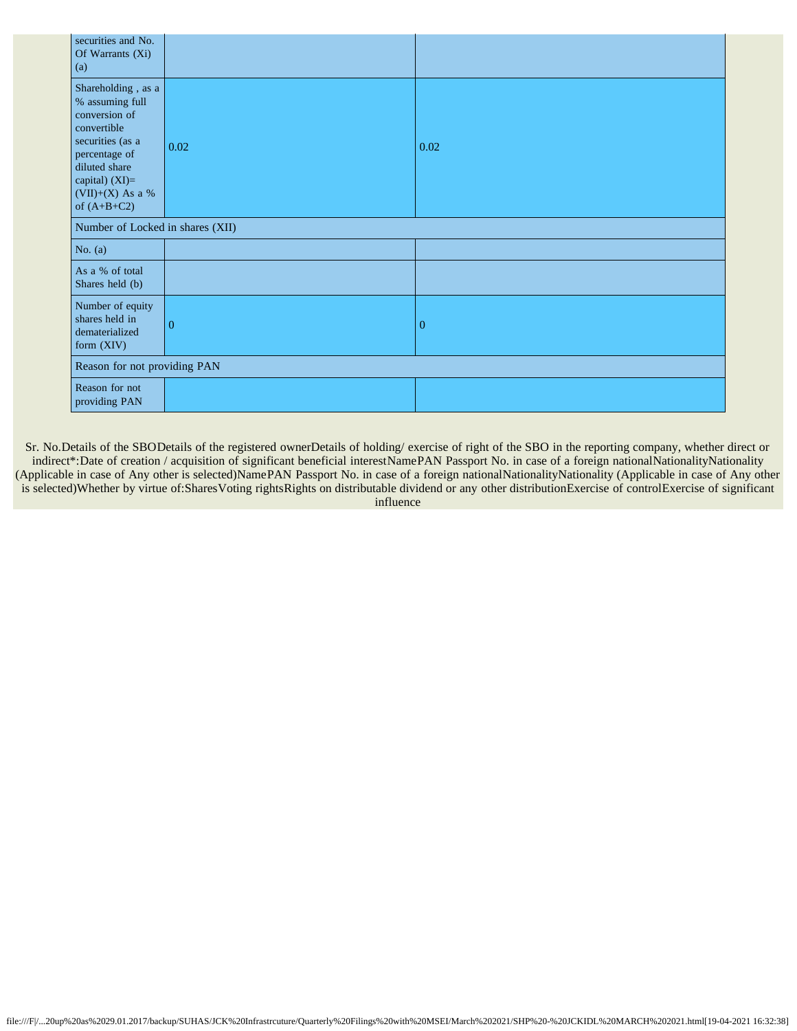| | | |
|---|---|---|
| securities and No. Of Warrants (Xi) (a) | | |
| Shareholding , as a % assuming full conversion of convertible securities (as a percentage of diluted share capital) (XI)= (VII)+(X) As a % of (A+B+C2) | 0.02 | 0.02 |
| Number of Locked in shares (XII) | | |
| No. (a) | | |
| As a % of total Shares held (b) | | |
| Number of equity shares held in dematerialized form (XIV) | 0 | 0 |
| Reason for not providing PAN | | |
| Reason for not providing PAN | | |

Sr. No.Details of the SBODetails of the registered ownerDetails of holding/ exercise of right of the SBO in the reporting company, whether direct or indirect*:Date of creation / acquisition of significant beneficial interestNamePAN Passport No. in case of a foreign nationalNationalityNationality (Applicable in case of Any other is selected)NamePAN Passport No. in case of a foreign nationalNationalityNationality (Applicable in case of Any other is selected)Whether by virtue of:SharesVoting rightsRights on distributable dividend or any other distributionExercise of controlExercise of significant influence